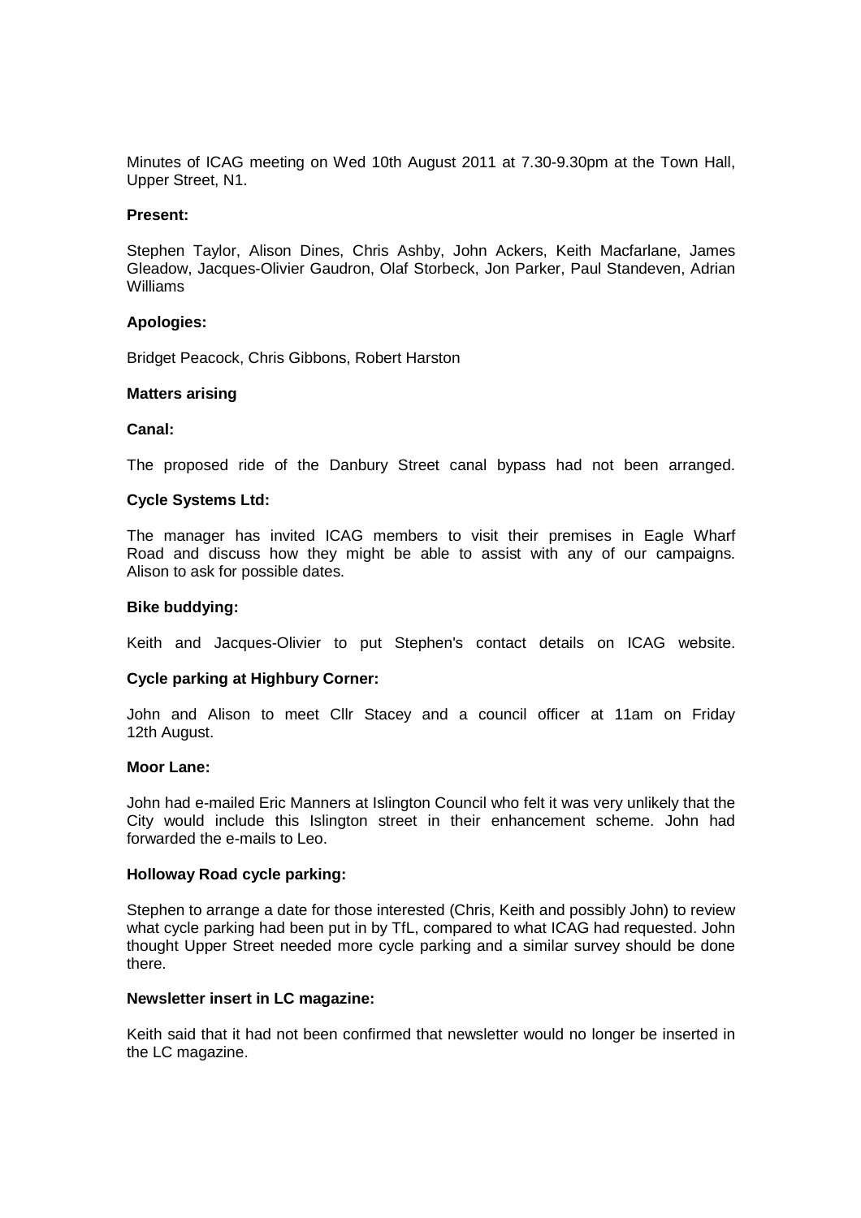Minutes of ICAG meeting on Wed 10th August 2011 at 7.30-9.30pm at the Town Hall, Upper Street, N1.

**Present:**

Stephen Taylor, Alison Dines, Chris Ashby, John Ackers, Keith Macfarlane, James Gleadow, Jacques-Olivier Gaudron, Olaf Storbeck, Jon Parker, Paul Standeven, Adrian Williams

**Apologies:**

Bridget Peacock, Chris Gibbons, Robert Harston

**Matters arising**

**Canal:**

The proposed ride of the Danbury Street canal bypass had not been arranged.

**Cycle Systems Ltd:**

The manager has invited ICAG members to visit their premises in Eagle Wharf Road and discuss how they might be able to assist with any of our campaigns. Alison to ask for possible dates.

**Bike buddying:**

Keith and Jacques-Olivier to put Stephen's contact details on ICAG website.

**Cycle parking at Highbury Corner:**

John and Alison to meet Cllr Stacey and a council officer at 11am on Friday 12th August.

**Moor Lane:**

John had e-mailed Eric Manners at Islington Council who felt it was very unlikely that the City would include this Islington street in their enhancement scheme. John had forwarded the e-mails to Leo.

**Holloway Road cycle parking:**

Stephen to arrange a date for those interested (Chris, Keith and possibly John) to review what cycle parking had been put in by TfL, compared to what ICAG had requested. John thought Upper Street needed more cycle parking and a similar survey should be done there.

**Newsletter insert in LC magazine:**

Keith said that it had not been confirmed that newsletter would no longer be inserted in the LC magazine.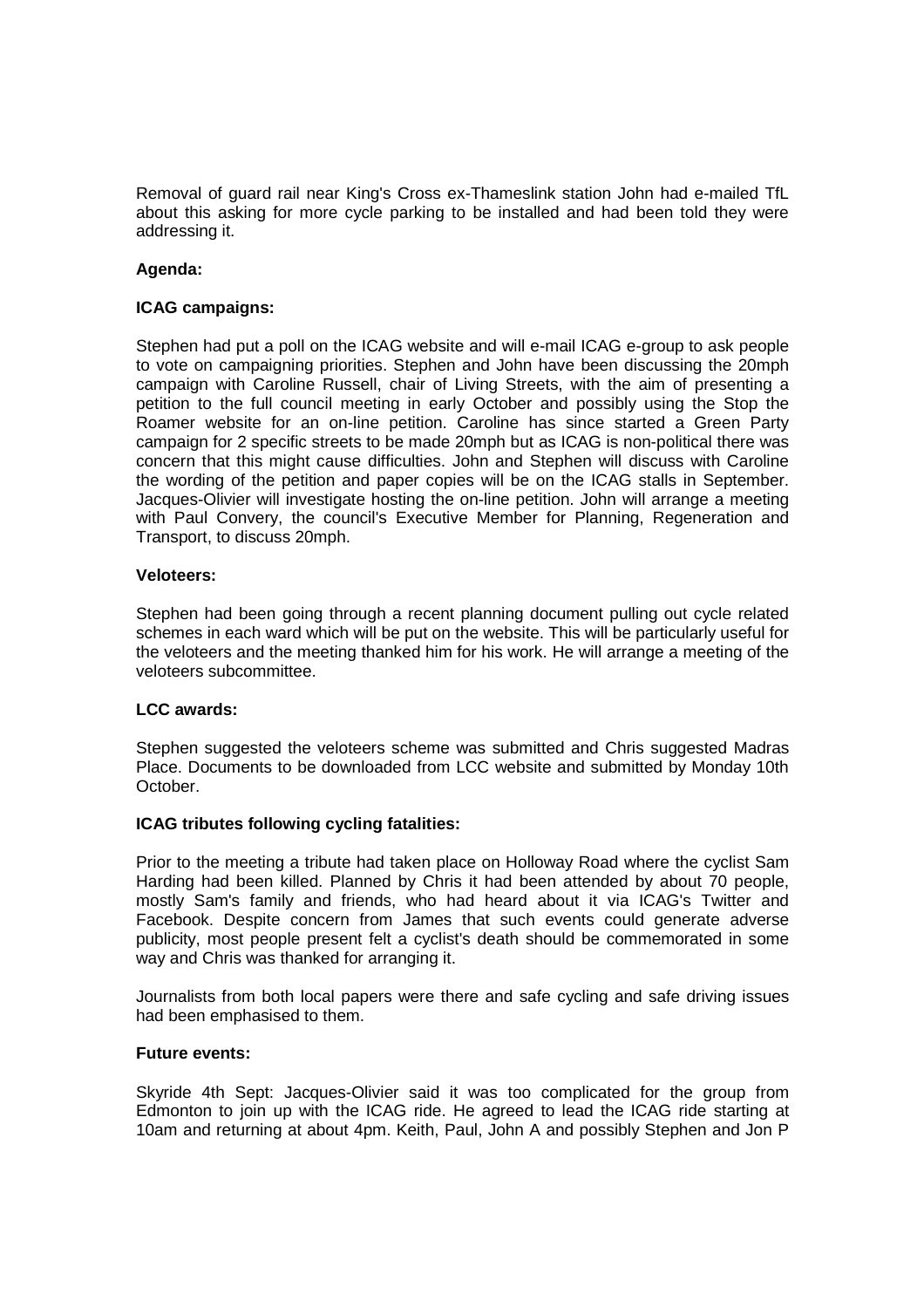Removal of guard rail near King's Cross ex-Thameslink station John had e-mailed TfL about this asking for more cycle parking to be installed and had been told they were addressing it.

**Agenda:**

**ICAG campaigns:**

Stephen had put a poll on the ICAG website and will e-mail ICAG e-group to ask people to vote on campaigning priorities. Stephen and John have been discussing the 20mph campaign with Caroline Russell, chair of Living Streets, with the aim of presenting a petition to the full council meeting in early October and possibly using the Stop the Roamer website for an on-line petition. Caroline has since started a Green Party campaign for 2 specific streets to be made 20mph but as ICAG is non-political there was concern that this might cause difficulties. John and Stephen will discuss with Caroline the wording of the petition and paper copies will be on the ICAG stalls in September. Jacques-Olivier will investigate hosting the on-line petition. John will arrange a meeting with Paul Convery, the council's Executive Member for Planning, Regeneration and Transport, to discuss 20mph.

**Veloteers:**

Stephen had been going through a recent planning document pulling out cycle related schemes in each ward which will be put on the website. This will be particularly useful for the veloteers and the meeting thanked him for his work. He will arrange a meeting of the veloteers subcommittee.

**LCC awards:**

Stephen suggested the veloteers scheme was submitted and Chris suggested Madras Place. Documents to be downloaded from LCC website and submitted by Monday 10th October.

**ICAG tributes following cycling fatalities:**

Prior to the meeting a tribute had taken place on Holloway Road where the cyclist Sam Harding had been killed. Planned by Chris it had been attended by about 70 people, mostly Sam's family and friends, who had heard about it via ICAG's Twitter and Facebook. Despite concern from James that such events could generate adverse publicity, most people present felt a cyclist's death should be commemorated in some way and Chris was thanked for arranging it.

Journalists from both local papers were there and safe cycling and safe driving issues had been emphasised to them.

**Future events:**

Skyride 4th Sept: Jacques-Olivier said it was too complicated for the group from Edmonton to join up with the ICAG ride. He agreed to lead the ICAG ride starting at 10am and returning at about 4pm. Keith, Paul, John A and possibly Stephen and Jon P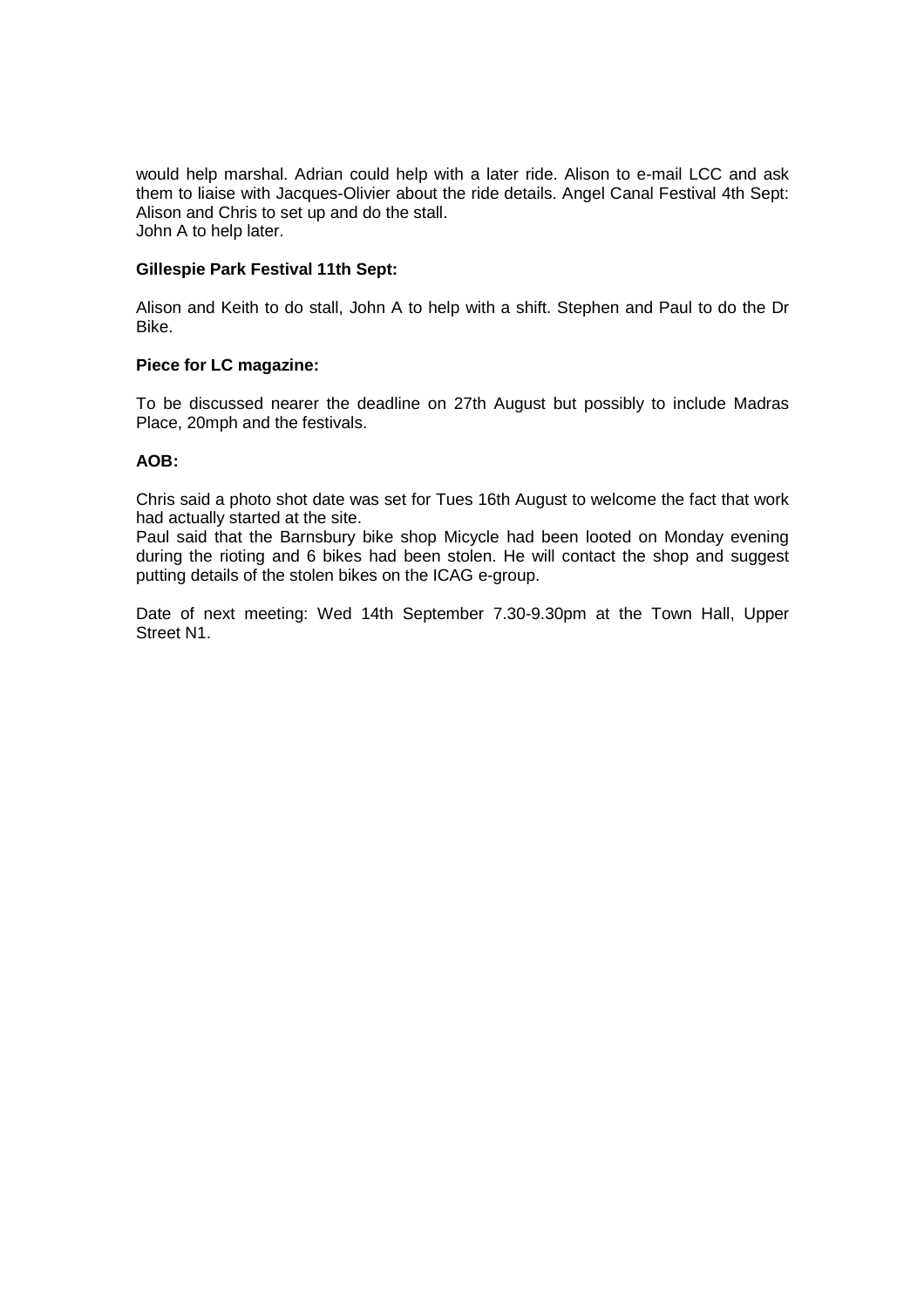would help marshal. Adrian could help with a later ride. Alison to e-mail LCC and ask them to liaise with Jacques-Olivier about the ride details. Angel Canal Festival 4th Sept: Alison and Chris to set up and do the stall.
John A to help later.

**Gillespie Park Festival 11th Sept:**

Alison and Keith to do stall, John A to help with a shift. Stephen and Paul to do the Dr Bike.

**Piece for LC magazine:**

To be discussed nearer the deadline on 27th August but possibly to include Madras Place, 20mph and the festivals.

**AOB:**

Chris said a photo shot date was set for Tues 16th August to welcome the fact that work had actually started at the site.
Paul said that the Barnsbury bike shop Micycle had been looted on Monday evening during the rioting and 6 bikes had been stolen. He will contact the shop and suggest putting details of the stolen bikes on the ICAG e-group.

Date of next meeting: Wed 14th September 7.30-9.30pm at the Town Hall, Upper Street N1.